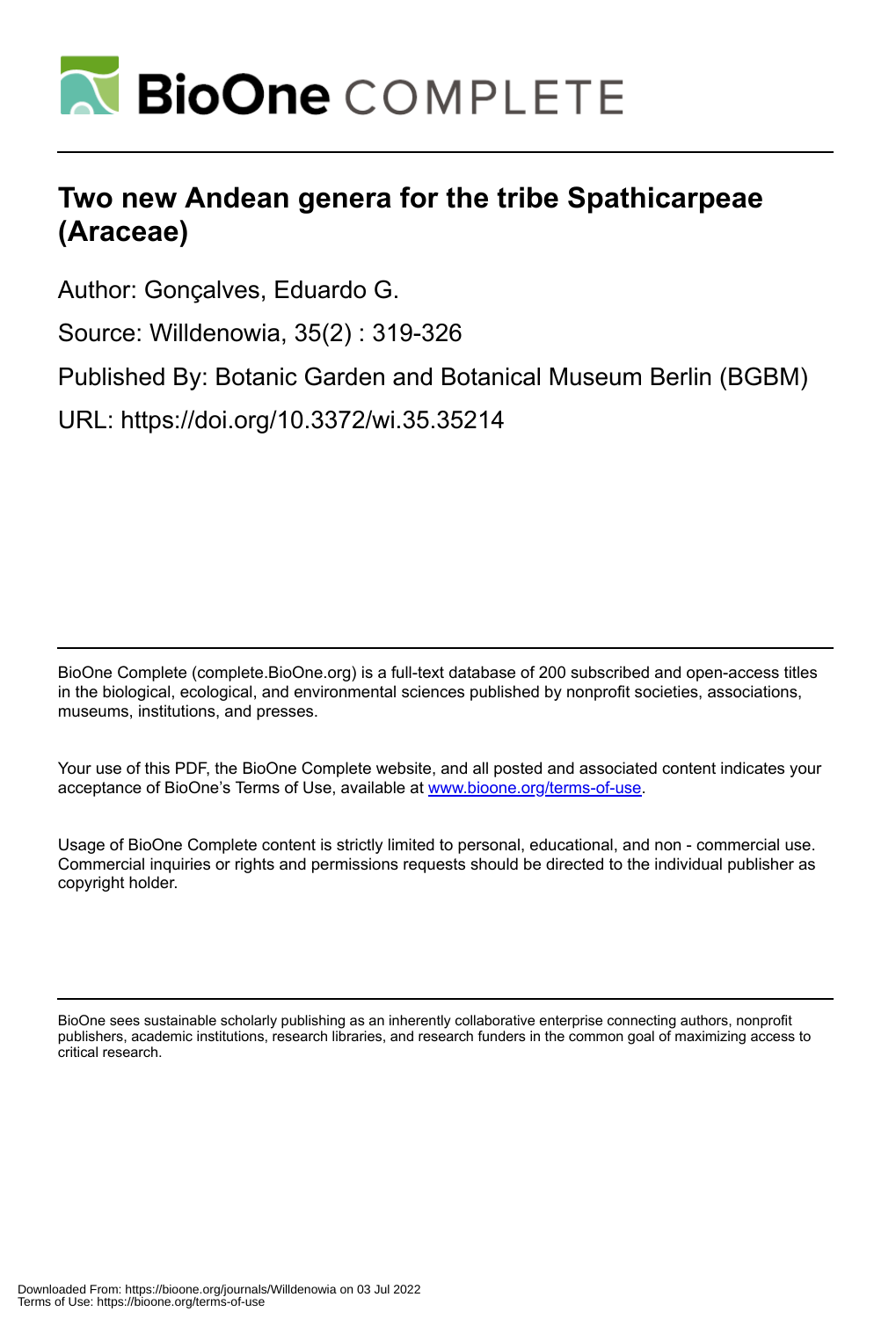# Two new Andean genera for the tribe Spathicarpeae (Araceae)

Author: Gonçalves, Eduardo G.

Source: Willdenowia, 35(2) : 319-326

Published By: Botanic Garden and Botanical Museum Berlin (BGBM)

URL: https://doi.org/10.3372/wi.35.35214

BioOne Complete (complete.BioOne.org) is a full-text database of 200 subscribed and open-access titles in the biological, ecological, and environmental sciences published by nonprofit societies, associations, museums, institutions, and presses.

Your use of this PDF, the BioOne Complete website, and all posted and associated content indicates your acceptance of BioOne's Terms of Use, available at www.bioone.org/terms-of-use.

Usage of BioOne Complete content is strictly limited to personal, educational, and non - commercial use. Commercial inquiries or rights and permissions requests should be directed to the individual publisher as copyright holder.

BioOne sees sustainable scholarly publishing as an inherently collaborative enterprise connecting authors, nonprofit publishers, academic institutions, research libraries, and research funders in the common goal of maximizing access to critical research.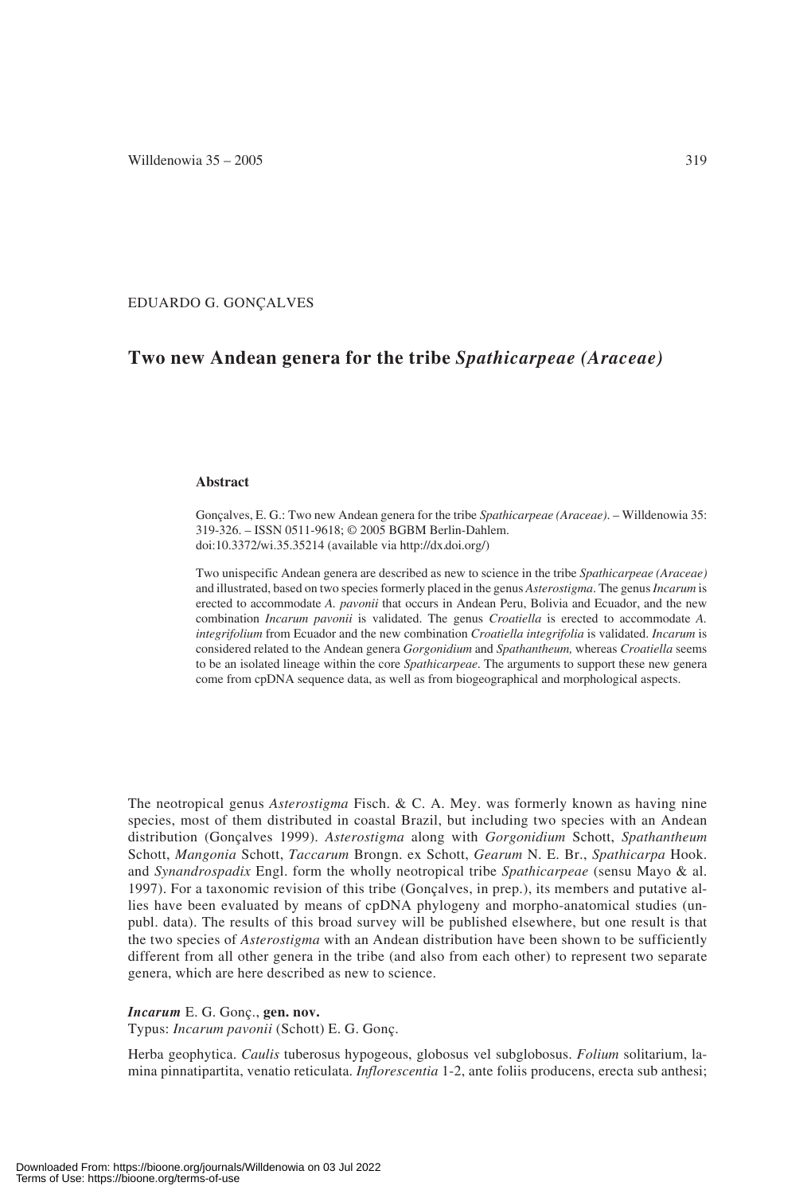EDUARDO G. GONÇALVES

# Two new Andean genera for the tribe *Spathicarpeae (Araceae)*

### Abstract

Gonçalves, E. G.: Two new Andean genera for the tribe *Spathicarpeae (Araceae)*. – Willdenowia 35: 319-326. – ISSN 0511-9618; © 2005 BGBM Berlin-Dahlem.
doi:10.3372/wi.35.35214 (available via http://dx.doi.org/)

Two unispecific Andean genera are described as new to science in the tribe *Spathicarpeae (Araceae)* and illustrated, based on two species formerly placed in the genus *Asterostigma*. The genus *Incarum* is erected to accommodate *A. pavonii* that occurs in Andean Peru, Bolivia and Ecuador, and the new combination *Incarum pavonii* is validated. The genus *Croatiella* is erected to accommodate *A. integrifolium* from Ecuador and the new combination *Croatiella integrifolia* is validated. *Incarum* is considered related to the Andean genera *Gorgonidium* and *Spathantheum,* whereas *Croatiella* seems to be an isolated lineage within the core *Spathicarpeae*. The arguments to support these new genera come from cpDNA sequence data, as well as from biogeographical and morphological aspects.

The neotropical genus *Asterostigma* Fisch. & C. A. Mey. was formerly known as having nine species, most of them distributed in coastal Brazil, but including two species with an Andean distribution (Gonçalves 1999). *Asterostigma* along with *Gorgonidium* Schott, *Spathantheum* Schott, *Mangonia* Schott, *Taccarum* Brongn. ex Schott, *Gearum* N. E. Br., *Spathicarpa* Hook. and *Synandrospadix* Engl. form the wholly neotropical tribe *Spathicarpeae* (sensu Mayo & al. 1997). For a taxonomic revision of this tribe (Gonçalves, in prep.), its members and putative allies have been evaluated by means of cpDNA phylogeny and morpho-anatomical studies (unpubl. data). The results of this broad survey will be published elsewhere, but one result is that the two species of *Asterostigma* with an Andean distribution have been shown to be sufficiently different from all other genera in the tribe (and also from each other) to represent two separate genera, which are here described as new to science.

***Incarum*** E. G. Gonç., **gen. nov.**
Typus: *Incarum pavonii* (Schott) E. G. Gonç.

Herba geophytica. *Caulis* tuberosus hypogeous, globosus vel subglobosus. *Folium* solitarium, lamina pinnatipartita, venatio reticulata. *Inflorescentia* 1-2, ante foliis producens, erecta sub anthesi;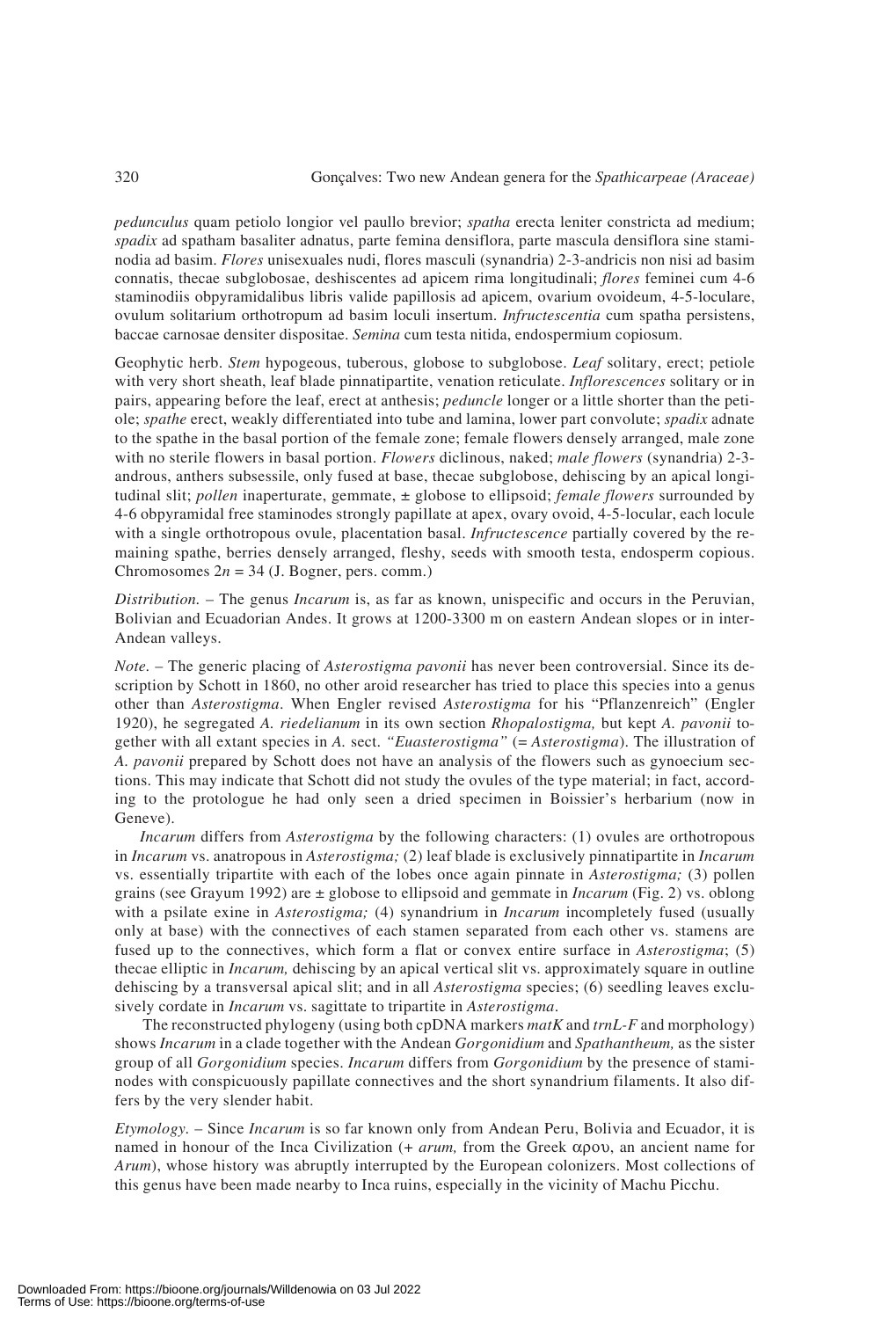*pedunculus* quam petiolo longior vel paullo brevior; *spatha* erecta leniter constricta ad medium; *spadix* ad spatham basaliter adnatus, parte femina densiflora, parte mascula densiflora sine staminodia ad basim. *Flores* unisexuales nudi, flores masculi (synandria) 2-3-andricis non nisi ad basim connatis, thecae subglobosae, deshiscentes ad apicem rima longitudinali; *flores* feminei cum 4-6 staminodiis obpyramidalibus libris valide papillosis ad apicem, ovarium ovoideum, 4-5-loculare, ovulum solitarium orthotropum ad basim loculi insertum. *Infructescentia* cum spatha persistens, baccae carnosae densiter dispositae. *Semina* cum testa nitida, endospermium copiosum.

Geophytic herb. *Stem* hypogeous, tuberous, globose to subglobose. *Leaf* solitary, erect; petiole with very short sheath, leaf blade pinnatipartite, venation reticulate. *Inflorescences* solitary or in pairs, appearing before the leaf, erect at anthesis; *peduncle* longer or a little shorter than the petiole; *spathe* erect, weakly differentiated into tube and lamina, lower part convolute; *spadix* adnate to the spathe in the basal portion of the female zone; female flowers densely arranged, male zone with no sterile flowers in basal portion. *Flowers* diclinous, naked; *male flowers* (synandria) 2-3-androus, anthers subsessile, only fused at base, thecae subglobose, dehiscing by an apical longitudinal slit; *pollen* inaperturate, gemmate, ± globose to ellipsoid; *female flowers* surrounded by 4-6 obpyramidal free staminodes strongly papillate at apex, ovary ovoid, 4-5-locular, each locule with a single orthotropous ovule, placentation basal. *Infructescence* partially covered by the remaining spathe, berries densely arranged, fleshy, seeds with smooth testa, endosperm copious. Chromosomes $2n = 34$ (J. Bogner, pers. comm.)

*Distribution.* – The genus *Incarum* is, as far as known, unispecific and occurs in the Peruvian, Bolivian and Ecuadorian Andes. It grows at 1200-3300 m on eastern Andean slopes or in inter-Andean valleys.

*Note.* – The generic placing of *Asterostigma pavonii* has never been controversial. Since its description by Schott in 1860, no other aroid researcher has tried to place this species into a genus other than *Asterostigma*. When Engler revised *Asterostigma* for his "Pflanzenreich" (Engler 1920), he segregated *A. riedelianum* in its own section *Rhopalostigma,* but kept *A. pavonii* together with all extant species in *A.* sect. *"Euasterostigma"* (= *Asterostigma*). The illustration of *A. pavonii* prepared by Schott does not have an analysis of the flowers such as gynoecium sections. This may indicate that Schott did not study the ovules of the type material; in fact, according to the protologue he had only seen a dried specimen in Boissier's herbarium (now in Geneve).

*Incarum* differs from *Asterostigma* by the following characters: (1) ovules are orthotropous in *Incarum* vs. anatropous in *Asterostigma;* (2) leaf blade is exclusively pinnatipartite in *Incarum* vs. essentially tripartite with each of the lobes once again pinnate in *Asterostigma;* (3) pollen grains (see Grayum 1992) are ± globose to ellipsoid and gemmate in *Incarum* (Fig. 2) vs. oblong with a psilate exine in *Asterostigma;* (4) synandrium in *Incarum* incompletely fused (usually only at base) with the connectives of each stamen separated from each other vs. stamens are fused up to the connectives, which form a flat or convex entire surface in *Asterostigma*; (5) thecae elliptic in *Incarum,* dehiscing by an apical vertical slit vs. approximately square in outline dehiscing by a transversal apical slit; and in all *Asterostigma* species; (6) seedling leaves exclusively cordate in *Incarum* vs. sagittate to tripartite in *Asterostigma*.

The reconstructed phylogeny (using both cpDNA markers *matK* and *trnL-F* and morphology) shows *Incarum* in a clade together with the Andean *Gorgonidium* and *Spathantheum,* as the sister group of all *Gorgonidium* species. *Incarum* differs from *Gorgonidium* by the presence of staminodes with conspicuously papillate connectives and the short synandrium filaments. It also differs by the very slender habit.

*Etymology.* – Since *Incarum* is so far known only from Andean Peru, Bolivia and Ecuador, it is named in honour of the Inca Civilization (+ *arum,* from the Greek αρου, an ancient name for *Arum*), whose history was abruptly interrupted by the European colonizers. Most collections of this genus have been made nearby to Inca ruins, especially in the vicinity of Machu Picchu.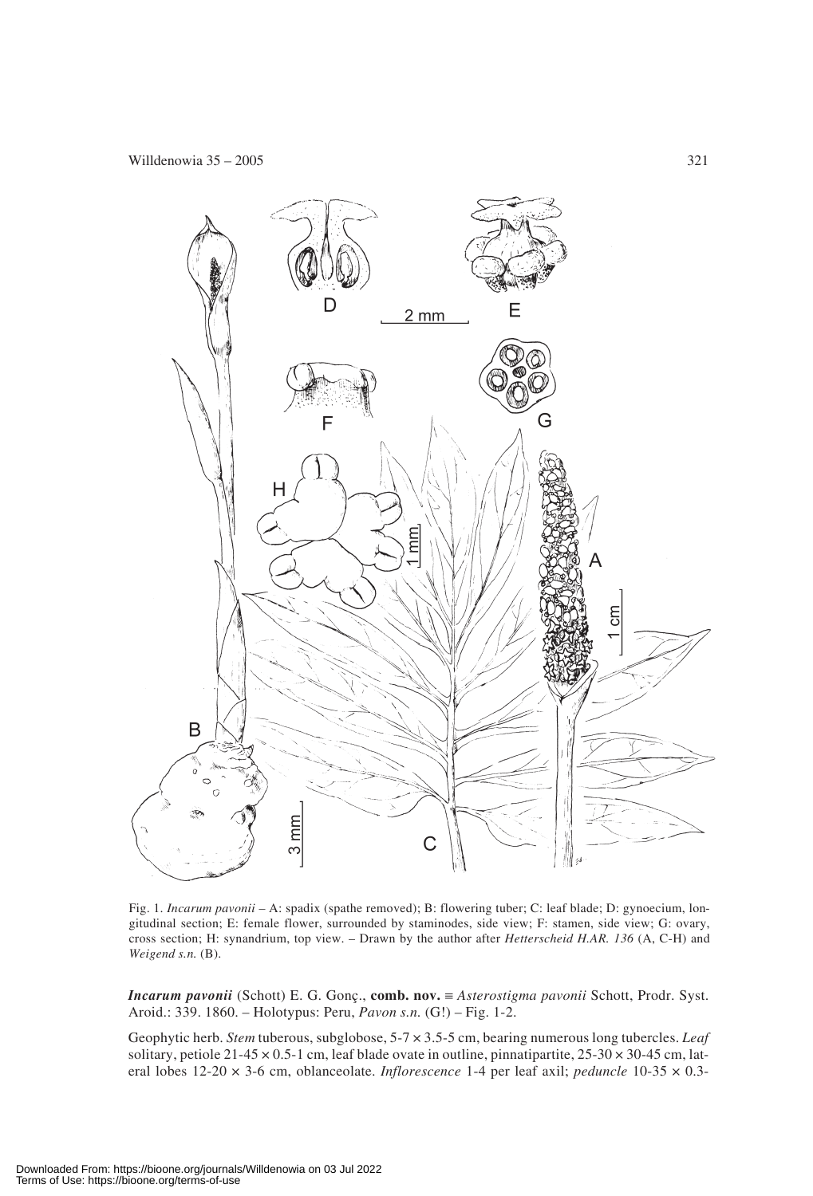Fig. 1. *Incarum pavonii* – A: spadix (spathe removed); B: flowering tuber; C: leaf blade; D: gynoecium, longitudinal section; E: female flower, surrounded by staminodes, side view; F: stamen, side view; G: ovary, cross section; H: synandrium, top view. – Drawn by the author after *Hetterscheid H.AR. 136* (A, C-H) and *Weigend s.n.* (B).

***Incarum pavonii*** (Schott) E. G. Gonç., **comb. nov.** ≡ *Asterostigma pavonii* Schott, Prodr. Syst. Aroid.: 339. 1860. – Holotypus: Peru, *Pavon s.n.* (G!) – Fig. 1-2.

Geophytic herb. *Stem* tuberous, subglobose, 5-7 × 3.5-5 cm, bearing numerous long tubercles. *Leaf* solitary, petiole 21-45 × 0.5-1 cm, leaf blade ovate in outline, pinnatipartite, 25-30 × 30-45 cm, lateral lobes 12-20 × 3-6 cm, oblanceolate. *Inflorescence* 1-4 per leaf axil; *peduncle* 10-35 × 0.3-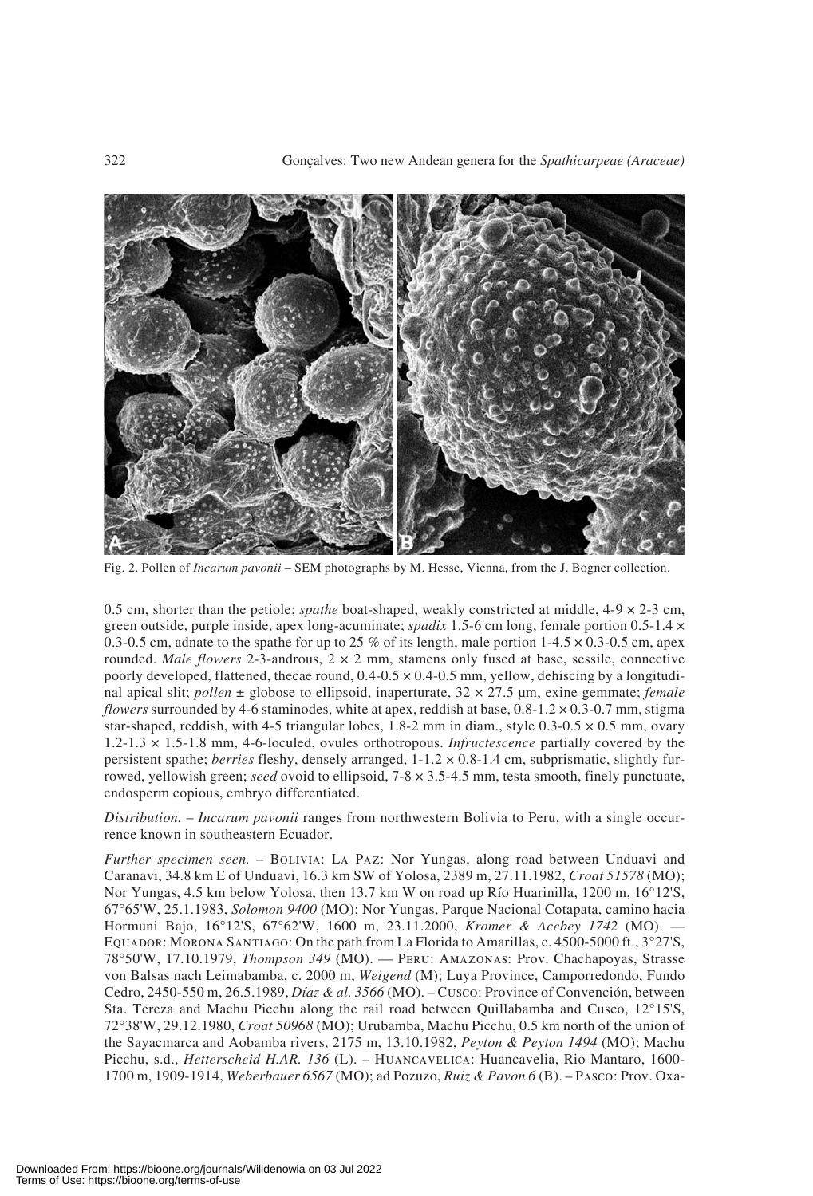Fig. 2. Pollen of *Incarum pavonii* – SEM photographs by M. Hesse, Vienna, from the J. Bogner collection.

0.5 cm, shorter than the petiole; *spathe* boat-shaped, weakly constricted at middle, 4-9 × 2-3 cm, green outside, purple inside, apex long-acuminate; *spadix* 1.5-6 cm long, female portion 0.5-1.4 × 0.3-0.5 cm, adnate to the spathe for up to 25 % of its length, male portion 1-4.5 × 0.3-0.5 cm, apex rounded. *Male flowers* 2-3-androus, 2 × 2 mm, stamens only fused at base, sessile, connective poorly developed, flattened, thecae round, 0.4-0.5 × 0.4-0.5 mm, yellow, dehiscing by a longitudinal apical slit; *pollen* ± globose to ellipsoid, inaperturate, 32 × 27.5 µm, exine gemmate; *female flowers* surrounded by 4-6 staminodes, white at apex, reddish at base, 0.8-1.2 × 0.3-0.7 mm, stigma star-shaped, reddish, with 4-5 triangular lobes, 1.8-2 mm in diam., style 0.3-0.5 × 0.5 mm, ovary 1.2-1.3 × 1.5-1.8 mm, 4-6-loculed, ovules orthotropous. *Infructescence* partially covered by the persistent spathe; *berries* fleshy, densely arranged, 1-1.2 × 0.8-1.4 cm, subprismatic, slightly furrowed, yellowish green; *seed* ovoid to ellipsoid, 7-8 × 3.5-4.5 mm, testa smooth, finely punctuate, endosperm copious, embryo differentiated.

*Distribution.* – *Incarum pavonii* ranges from northwestern Bolivia to Peru, with a single occurrence known in southeastern Ecuador.

*Further specimen seen.* – BOLIVIA: LA PAZ: Nor Yungas, along road between Unduavi and Caranavi, 34.8 km E of Unduavi, 16.3 km SW of Yolosa, 2389 m, 27.11.1982, *Croat 51578* (MO); Nor Yungas, 4.5 km below Yolosa, then 13.7 km W on road up Río Huarinilla, 1200 m, 16°12'S, 67°65'W, 25.1.1983, *Solomon 9400* (MO); Nor Yungas, Parque Nacional Cotapata, camino hacia Hormuni Bajo, 16°12'S, 67°62'W, 1600 m, 23.11.2000, *Kromer & Acebey 1742* (MO). — EQUADOR: MORONA SANTIAGO: On the path from La Florida to Amarillas, c. 4500-5000 ft., 3°27'S, 78°50'W, 17.10.1979, *Thompson 349* (MO). — PERU: AMAZONAS: Prov. Chachapoyas, Strasse von Balsas nach Leimababma, c. 2000 m, *Weigend* (M); Luya Province, Camporredondo, Fundo Cedro, 2450-550 m, 26.5.1989, *Díaz & al. 3566* (MO). – CUSCO: Province of Convención, between Sta. Tereza and Machu Picchu along the rail road between Quillabamba and Cusco, 12°15'S, 72°38'W, 29.12.1980, *Croat 50968* (MO); Urubamba, Machu Picchu, 0.5 km north of the union of the Sayacmarca and Aobamba rivers, 2175 m, 13.10.1982, *Peyton & Peyton 1494* (MO); Machu Picchu, s.d., *Hetterscheid H.AR. 136* (L). – HUANCAVELICA: Huancavelia, Rio Mantaro, 1600-1700 m, 1909-1914, *Weberbauer 6567* (MO); ad Pozuzo, *Ruiz & Pavon 6* (B). – PASCO: Prov. Oxa-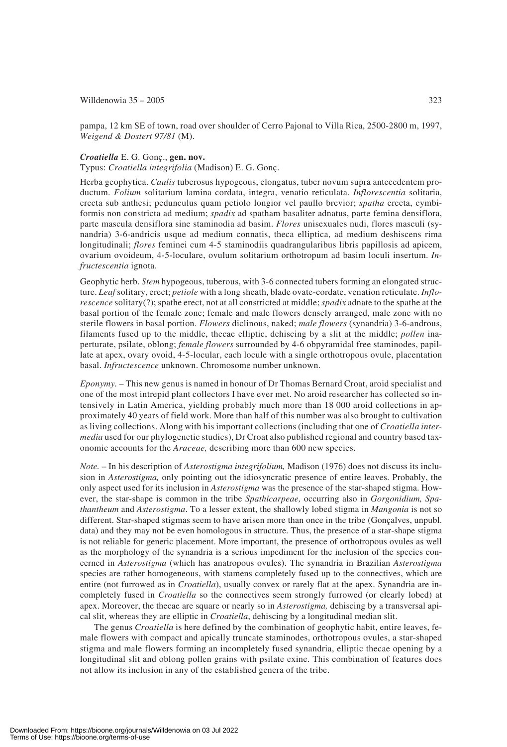pampa, 12 km SE of town, road over shoulder of Cerro Pajonal to Villa Rica, 2500-2800 m, 1997, *Weigend & Dostert 97/81* (M).

***Croatiella*** **E. G. Gonç., gen. nov.**

Typus: *Croatiella integrifolia* (Madison) E. G. Gonç.

Herba geophytica. *Caulis* tuberosus hypogeous, elongatus, tuber novum supra antecedentem productum. *Folium* solitarium lamina cordata, integra, venatio reticulata. *Inflorescentia* solitaria, erecta sub anthesi; pedunculus quam petiolo longior vel paullo brevior; *spatha* erecta, cymbiformis non constricta ad medium; *spadix* ad spatham basaliter adnatus, parte femina densiflora, parte mascula densiflora sine staminodia ad basim. *Flores* unisexuales nudi, flores masculi (synandria) 3-6-andricis usque ad medium connatis, theca elliptica, ad medium deshiscens rima longitudinali; *flores* feminei cum 4-5 staminodiis quadrangularibus libris papillosis ad apicem, ovarium ovoideum, 4-5-loculare, ovulum solitarium orthotropum ad basim loculi insertum. *Infructescentia* ignota.

Geophytic herb. *Stem* hypogeous, tuberous, with 3-6 connected tubers forming an elongated structure. *Leaf* solitary, erect; *petiole* with a long sheath, blade ovate-cordate, venation reticulate. *Inflorescence* solitary(?); spathe erect, not at all constricted at middle; *spadix* adnate to the spathe at the basal portion of the female zone; female and male flowers densely arranged, male zone with no sterile flowers in basal portion. *Flowers* diclinous, naked; *male flowers* (synandria) 3-6-androus, filaments fused up to the middle, thecae elliptic, dehiscing by a slit at the middle; *pollen* inaperturate, psilate, oblong; *female flowers* surrounded by 4-6 obpyramidal free staminodes, papillate at apex, ovary ovoid, 4-5-locular, each locule with a single orthotropous ovule, placentation basal. *Infructescence* unknown. Chromosome number unknown.

*Eponymy.* – This new genus is named in honour of Dr Thomas Bernard Croat, aroid specialist and one of the most intrepid plant collectors I have ever met. No aroid researcher has collected so intensively in Latin America, yielding probably much more than 18 000 aroid collections in approximately 40 years of field work. More than half of this number was also brought to cultivation as living collections. Along with his important collections (including that one of *Croatiella intermedia* used for our phylogenetic studies), Dr Croat also published regional and country based taxonomic accounts for the *Araceae,* describing more than 600 new species.

*Note.* – In his description of *Asterostigma integrifolium,* Madison (1976) does not discuss its inclusion in *Asterostigma,* only pointing out the idiosyncratic presence of entire leaves. Probably, the only aspect used for its inclusion in *Asterostigma* was the presence of the star-shaped stigma. However, the star-shape is common in the tribe *Spathicarpeae,* occurring also in *Gorgonidium, Spathantheum* and *Asterostigma*. To a lesser extent, the shallowly lobed stigma in *Mangonia* is not so different. Star-shaped stigmas seem to have arisen more than once in the tribe (Gonçalves, unpubl. data) and they may not be even homologous in structure. Thus, the presence of a star-shape stigma is not reliable for generic placement. More important, the presence of orthotropous ovules as well as the morphology of the synandria is a serious impediment for the inclusion of the species concerned in *Asterostigma* (which has anatropous ovules). The synandria in Brazilian *Asterostigma* species are rather homogeneous, with stamens completely fused up to the connectives, which are entire (not furrowed as in *Croatiella*), usually convex or rarely flat at the apex. Synandria are incompletely fused in *Croatiella* so the connectives seem strongly furrowed (or clearly lobed) at apex. Moreover, the thecae are square or nearly so in *Asterostigma,* dehiscing by a transversal apical slit, whereas they are elliptic in *Croatiella*, dehiscing by a longitudinal median slit.

The genus *Croatiella* is here defined by the combination of geophytic habit, entire leaves, female flowers with compact and apically truncate staminodes, orthotropous ovules, a star-shaped stigma and male flowers forming an incompletely fused synandria, elliptic thecae opening by a longitudinal slit and oblong pollen grains with psilate exine. This combination of features does not allow its inclusion in any of the established genera of the tribe.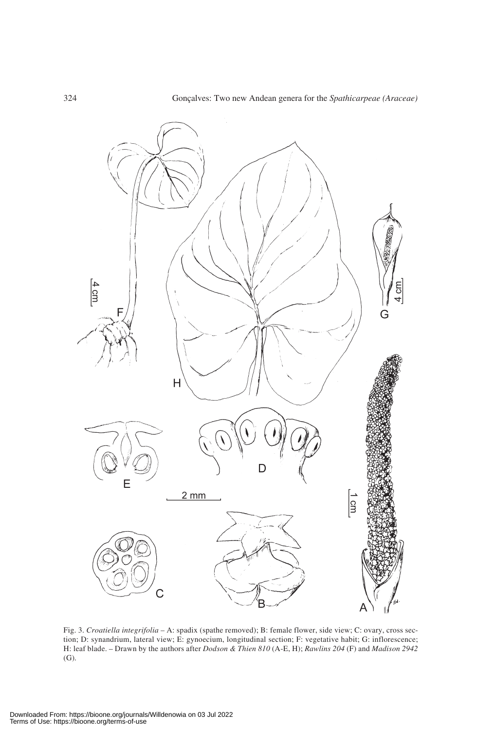Fig. 3. *Croatiella integrifolia* – A: spadix (spathe removed); B: female flower, side view; C: ovary, cross section; D: synandrium, lateral view; E: gynoecium, longitudinal section; F: vegetative habit; G: inflorescence; H: leaf blade. – Drawn by the authors after *Dodson & Thien 810* (A-E, H); *Rawlins 204* (F) and *Madison 2942* (G).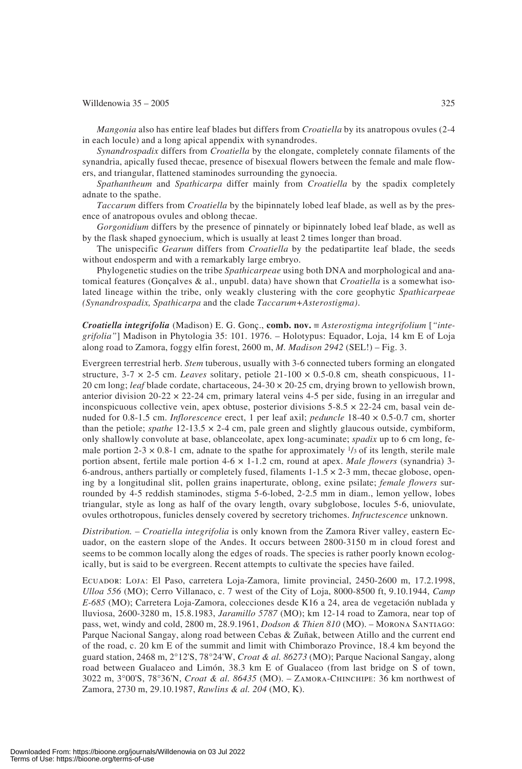*Mangonia* also has entire leaf blades but differs from *Croatiella* by its anatropous ovules (2-4 in each locule) and a long apical appendix with synandrodes.

*Synandrospadix* differs from *Croatiella* by the elongate, completely connate filaments of the synandria, apically fused thecae, presence of bisexual flowers between the female and male flowers, and triangular, flattened staminodes surrounding the gynoecia.

*Spathantheum* and *Spathicarpa* differ mainly from *Croatiella* by the spadix completely adnate to the spathe.

*Taccarum* differs from *Croatiella* by the bipinnately lobed leaf blade, as well as by the presence of anatropous ovules and oblong thecae.

*Gorgonidium* differs by the presence of pinnately or bipinnately lobed leaf blade, as well as by the flask shaped gynoecium, which is usually at least 2 times longer than broad.

The unispecific *Gearum* differs from *Croatiella* by the pedatipartite leaf blade, the seeds without endosperm and with a remarkably large embryo.

Phylogenetic studies on the tribe *Spathicarpeae* using both DNA and morphological and anatomical features (Gonçalves & al., unpubl. data) have shown that *Croatiella* is a somewhat isolated lineage within the tribe, only weakly clustering with the core geophytic *Spathicarpeae (Synandrospadix, Spathicarpa* and the clade *Taccarum+Asterostigma).*

***Croatiella integrifolia*** (Madison) E. G. Gonç., **comb. nov.** ≡ *Asterostigma integrifolium* [*"integrifolia"*] Madison in Phytologia 35: 101. 1976. – Holotypus: Equador, Loja, 14 km E of Loja along road to Zamora, foggy elfin forest, 2600 m, *M. Madison 2942* (SEL!) – Fig. 3.

Evergreen terrestrial herb. *Stem* tuberous, usually with 3-6 connected tubers forming an elongated structure, 3-7 × 2-5 cm. *Leaves* solitary, petiole 21-100 × 0.5-0.8 cm, sheath conspicuous, 11-20 cm long; *leaf* blade cordate, chartaceous, 24-30 × 20-25 cm, drying brown to yellowish brown, anterior division 20-22 × 22-24 cm, primary lateral veins 4-5 per side, fusing in an irregular and inconspicuous collective vein, apex obtuse, posterior divisions 5-8.5 × 22-24 cm, basal vein denuded for 0.8-1.5 cm. *Inflorescence* erect, 1 per leaf axil; *peduncle* 18-40 × 0.5-0.7 cm, shorter than the petiole; *spathe* 12-13.5 × 2-4 cm, pale green and slightly glaucous outside, cymbiform, only shallowly convolute at base, oblanceolate, apex long-acuminate; *spadix* up to 6 cm long, female portion 2-3 × 0.8-1 cm, adnate to the spathe for approximately 1/3 of its length, sterile male portion absent, fertile male portion 4-6 × 1-1.2 cm, round at apex. *Male flowers* (synandria) 3-6-androus, anthers partially or completely fused, filaments 1-1.5 × 2-3 mm, thecae globose, opening by a longitudinal slit, pollen grains inaperturate, oblong, exine psilate; *female flowers* surrounded by 4-5 reddish staminodes, stigma 5-6-lobed, 2-2.5 mm in diam., lemon yellow, lobes triangular, style as long as half of the ovary length, ovary subglobose, locules 5-6, uniovulate, ovules orthotropous, funicles densely covered by secretory trichomes. *Infructescence* unknown.

*Distribution.* – *Croatiella integrifolia* is only known from the Zamora River valley, eastern Ecuador, on the eastern slope of the Andes. It occurs between 2800-3150 m in cloud forest and seems to be common locally along the edges of roads. The species is rather poorly known ecologically, but is said to be evergreen. Recent attempts to cultivate the species have failed.

Ecuador: Loja: El Paso, carretera Loja-Zamora, limite provincial, 2450-2600 m, 17.2.1998, *Ulloa 556* (MO); Cerro Villanaco, c. 7 west of the City of Loja, 8000-8500 ft, 9.10.1944, *Camp E-685* (MO); Carretera Loja-Zamora, colecciones desde K16 a 24, area de vegetación nublada y lluviosa, 2600-3280 m, 15.8.1983, *Jaramillo 5787* (MO); km 12-14 road to Zamora, near top of pass, wet, windy and cold, 2800 m, 28.9.1961, *Dodson & Thien 810* (MO). – Morona Santiago: Parque Nacional Sangay, along road between Cebas & Zuñak, between Atillo and the current end of the road, c. 20 km E of the summit and limit with Chimborazo Province, 18.4 km beyond the guard station, 2468 m, 2°12'S, 78°24'W, *Croat & al. 86273* (MO); Parque Nacional Sangay, along road between Gualaceo and Limón, 38.3 km E of Gualaceo (from last bridge on S of town, 3022 m, 3°00'S, 78°36'N, *Croat & al. 86435* (MO). – Zamora-Chinchipe: 36 km northwest of Zamora, 2730 m, 29.10.1987, *Rawlins & al. 204* (MO, K).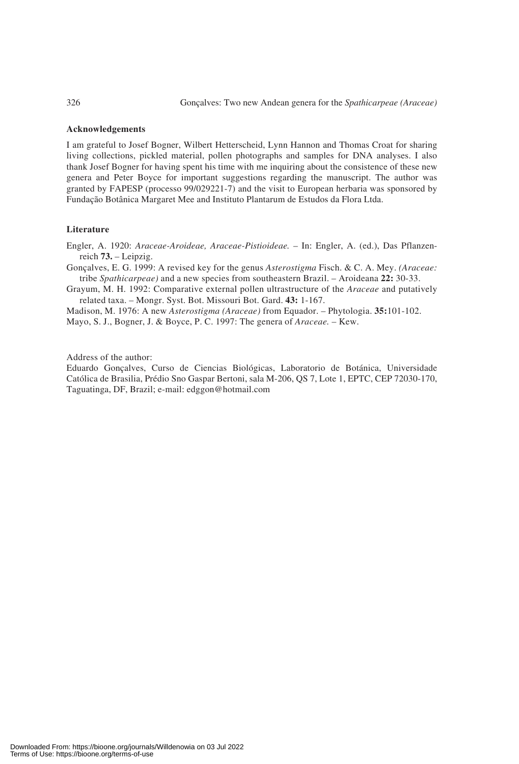### Acknowledgements

I am grateful to Josef Bogner, Wilbert Hetterscheid, Lynn Hannon and Thomas Croat for sharing living collections, pickled material, pollen photographs and samples for DNA analyses. I also thank Josef Bogner for having spent his time with me inquiring about the consistence of these new genera and Peter Boyce for important suggestions regarding the manuscript. The author was granted by FAPESP (processo 99/029221-7) and the visit to European herbaria was sponsored by Fundação Botânica Margaret Mee and Instituto Plantarum de Estudos da Flora Ltda.

### Literature

Engler, A. 1920: *Araceae-Aroideae, Araceae-Pistioideae.* – In: Engler, A. (ed.), Das Pflanzenreich **73.** – Leipzig.

Gonçalves, E. G. 1999: A revised key for the genus *Asterostigma* Fisch. & C. A. Mey. *(Araceae:* tribe *Spathicarpeae)* and a new species from southeastern Brazil. – Aroideana **22:** 30-33.

Grayum, M. H. 1992: Comparative external pollen ultrastructure of the *Araceae* and putatively related taxa. – Mongr. Syst. Bot. Missouri Bot. Gard. **43:** 1-167.

Madison, M. 1976: A new *Asterostigma (Araceae)* from Equador. – Phytologia. **35:**101-102.

Mayo, S. J., Bogner, J. & Boyce, P. C. 1997: The genera of *Araceae.* – Kew.

Address of the author:
Eduardo Gonçalves, Curso de Ciencias Biológicas, Laboratorio de Botánica, Universidade Católica de Brasilia, Prédio Sno Gaspar Bertoni, sala M-206, QS 7, Lote 1, EPTC, CEP 72030-170, Taguatinga, DF, Brazil; e-mail: edggon@hotmail.com